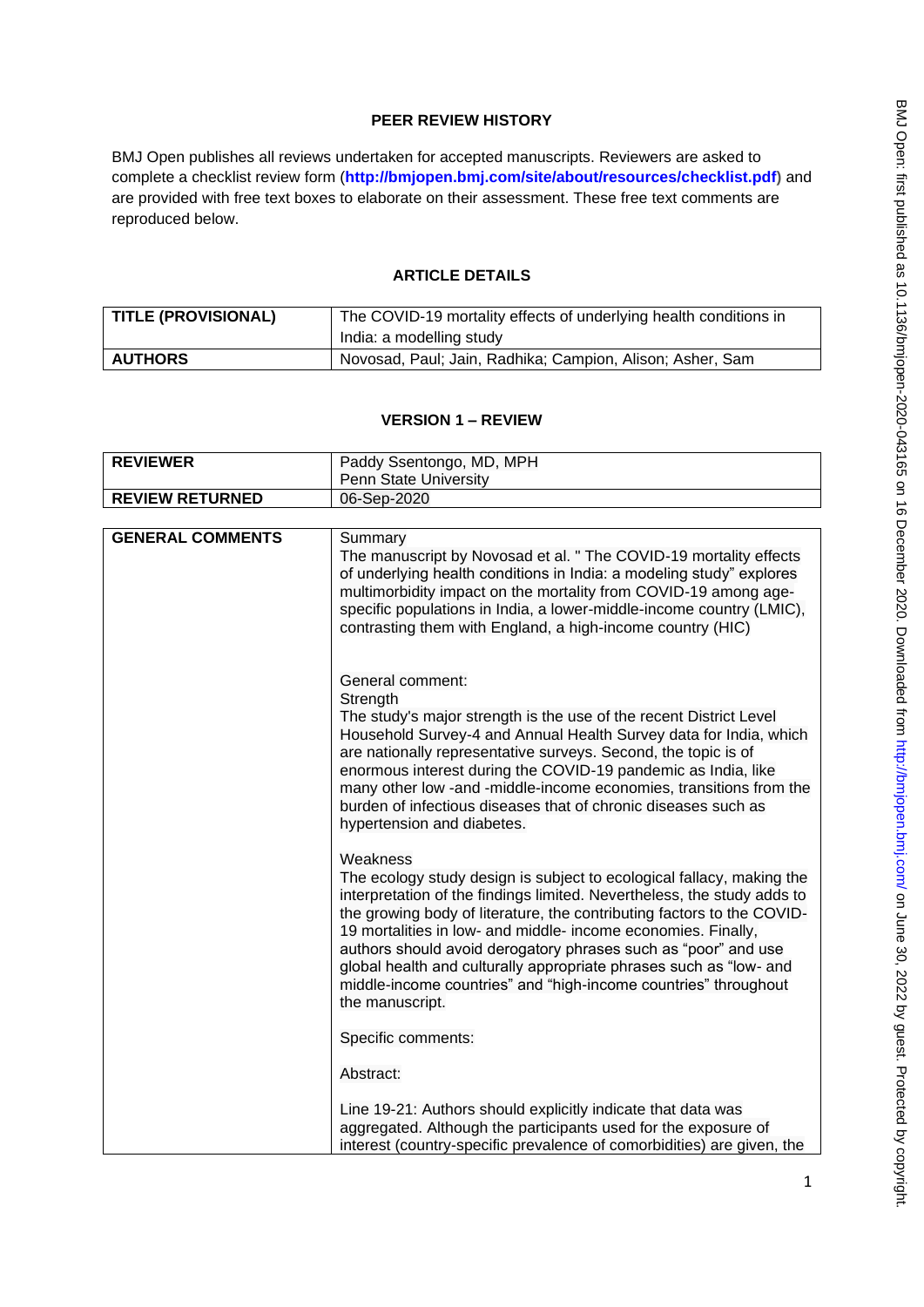## PEER REVIEW HISTORY

BMJ Open publishes all reviews undertaken for accepted manuscripts. Reviewers are asked to complete a checklist review form (**http://bmjopen.bmj.com/site/about/resources/checklist.pdf**) and are provided with free text boxes to elaborate on their assessment. These free text comments are reproduced below.

## ARTICLE DETAILS

| **TITLE (PROVISIONAL)** | The COVID-19 mortality effects of underlying health conditions in India: a modelling study |
|---|---|
| **AUTHORS** | Novosad, Paul; Jain, Radhika; Campion, Alison; Asher, Sam |

## VERSION 1 – REVIEW

| **REVIEWER** | Paddy Ssentongo, MD, MPH<br>Penn State University |
|---|---|
| **REVIEW RETURNED** | 06-Sep-2020 |

| **GENERAL COMMENTS** | Summary<br>The manuscript by Novosad et al. " The COVID-19 mortality effects of underlying health conditions in India: a modeling study" explores multimorbidity impact on the mortality from COVID-19 among age-specific populations in India, a lower-middle-income country (LMIC), contrasting them with England, a high-income country (HIC)<br><br>General comment:<br>Strength<br>The study's major strength is the use of the recent District Level Household Survey-4 and Annual Health Survey data for India, which are nationally representative surveys. Second, the topic is of enormous interest during the COVID-19 pandemic as India, like many other low -and -middle-income economies, transitions from the burden of infectious diseases that of chronic diseases such as hypertension and diabetes.<br><br>Weakness<br>The ecology study design is subject to ecological fallacy, making the interpretation of the findings limited. Nevertheless, the study adds to the growing body of literature, the contributing factors to the COVID-19 mortalities in low- and middle- income economies. Finally, authors should avoid derogatory phrases such as "poor" and use global health and culturally appropriate phrases such as "low- and middle-income countries" and "high-income countries" throughout the manuscript.<br><br>Specific comments:<br><br>Abstract:<br><br>Line 19-21: Authors should explicitly indicate that data was aggregated. Although the participants used for the exposure of interest (country-specific prevalence of comorbidities) are given, the |
|---|---|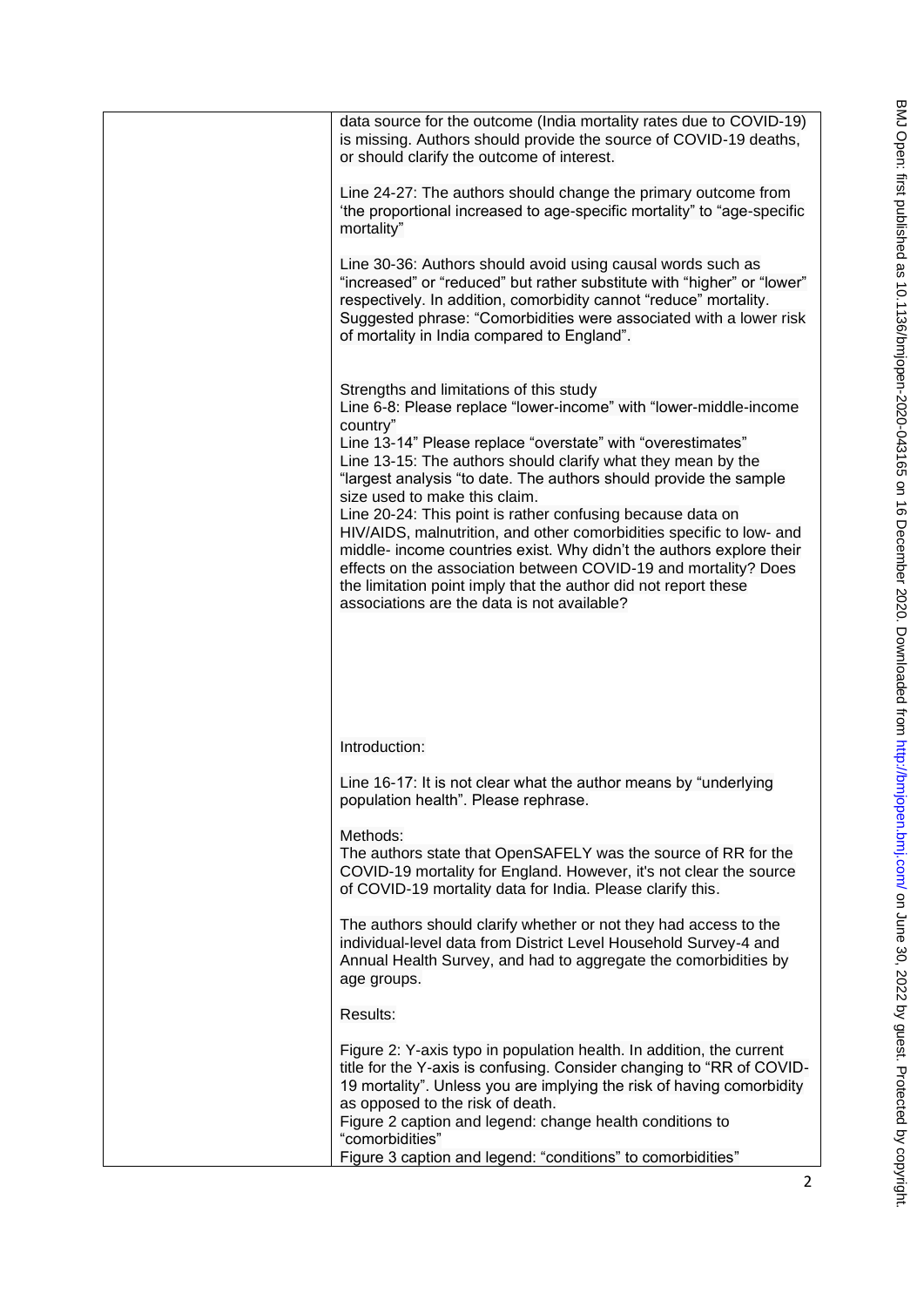data source for the outcome (India mortality rates due to COVID-19) is missing. Authors should provide the source of COVID-19 deaths, or should clarify the outcome of interest.

Line 24-27: The authors should change the primary outcome from 'the proportional increased to age-specific mortality" to "age-specific mortality"

Line 30-36: Authors should avoid using causal words such as "increased" or "reduced" but rather substitute with "higher" or "lower" respectively. In addition, comorbidity cannot "reduce" mortality. Suggested phrase: "Comorbidities were associated with a lower risk of mortality in India compared to England".

Strengths and limitations of this study
Line 6-8: Please replace "lower-income" with "lower-middle-income country"
Line 13-14" Please replace "overstate" with "overestimates"
Line 13-15: The authors should clarify what they mean by the "largest analysis "to date. The authors should provide the sample size used to make this claim.
Line 20-24: This point is rather confusing because data on HIV/AIDS, malnutrition, and other comorbidities specific to low- and middle- income countries exist. Why didn't the authors explore their effects on the association between COVID-19 and mortality? Does the limitation point imply that the author did not report these associations are the data is not available?

Introduction:

Line 16-17: It is not clear what the author means by "underlying population health". Please rephrase.

Methods:
The authors state that OpenSAFELY was the source of RR for the COVID-19 mortality for England. However, it's not clear the source of COVID-19 mortality data for India. Please clarify this.

The authors should clarify whether or not they had access to the individual-level data from District Level Household Survey-4 and Annual Health Survey, and had to aggregate the comorbidities by age groups.

Results:

Figure 2: Y-axis typo in population health. In addition, the current title for the Y-axis is confusing. Consider changing to "RR of COVID-19 mortality". Unless you are implying the risk of having comorbidity as opposed to the risk of death.
Figure 2 caption and legend: change health conditions to "comorbidities"
Figure 3 caption and legend: "conditions" to comorbidities"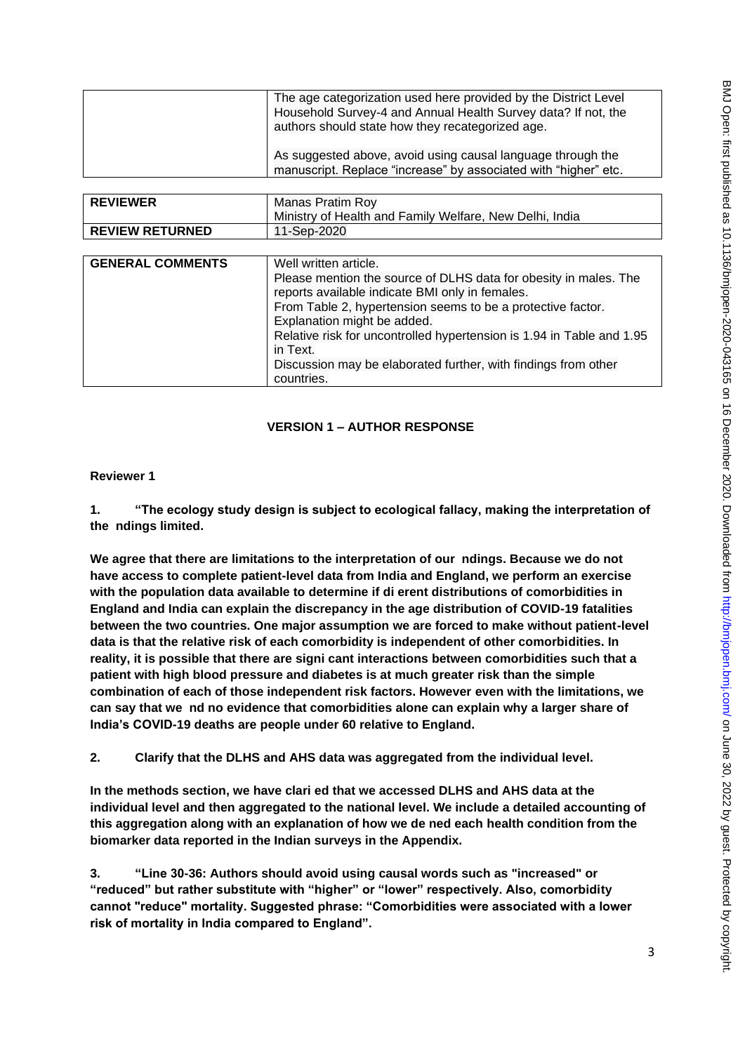| | |
|---|---|
| | The age categorization used here provided by the District Level Household Survey-4 and Annual Health Survey data? If not, the authors should state how they recategorized age.<br><br>As suggested above, avoid using causal language through the manuscript. Replace "increase" by associated with "higher" etc. |

| | |
|---|---|
| **REVIEWER** | Manas Pratim Roy<br>Ministry of Health and Family Welfare, New Delhi, India |
| **REVIEW RETURNED** | 11-Sep-2020 |

| | |
|---|---|
| **GENERAL COMMENTS** | Well written article.<br>Please mention the source of DLHS data for obesity in males. The reports available indicate BMI only in females.<br>From Table 2, hypertension seems to be a protective factor. Explanation might be added.<br>Relative risk for uncontrolled hypertension is 1.94 in Table and 1.95 in Text.<br>Discussion may be elaborated further, with findings from other countries. |

## VERSION 1 – AUTHOR RESPONSE

**Reviewer 1**

**1. "The ecology study design is subject to ecological fallacy, making the interpretation of the ndings limited.**

**We agree that there are limitations to the interpretation of our ndings. Because we do not have access to complete patient-level data from India and England, we perform an exercise with the population data available to determine if di erent distributions of comorbidities in England and India can explain the discrepancy in the age distribution of COVID-19 fatalities between the two countries. One major assumption we are forced to make without patient-level data is that the relative risk of each comorbidity is independent of other comorbidities. In reality, it is possible that there are signi cant interactions between comorbidities such that a patient with high blood pressure and diabetes is at much greater risk than the simple combination of each of those independent risk factors. However even with the limitations, we can say that we nd no evidence that comorbidities alone can explain why a larger share of India's COVID-19 deaths are people under 60 relative to England.**

**2. Clarify that the DLHS and AHS data was aggregated from the individual level.**

**In the methods section, we have clari ed that we accessed DLHS and AHS data at the individual level and then aggregated to the national level. We include a detailed accounting of this aggregation along with an explanation of how we de ned each health condition from the biomarker data reported in the Indian surveys in the Appendix.**

**3. "Line 30-36: Authors should avoid using causal words such as "increased" or "reduced" but rather substitute with "higher" or "lower" respectively. Also, comorbidity cannot "reduce" mortality. Suggested phrase: "Comorbidities were associated with a lower risk of mortality in India compared to England".**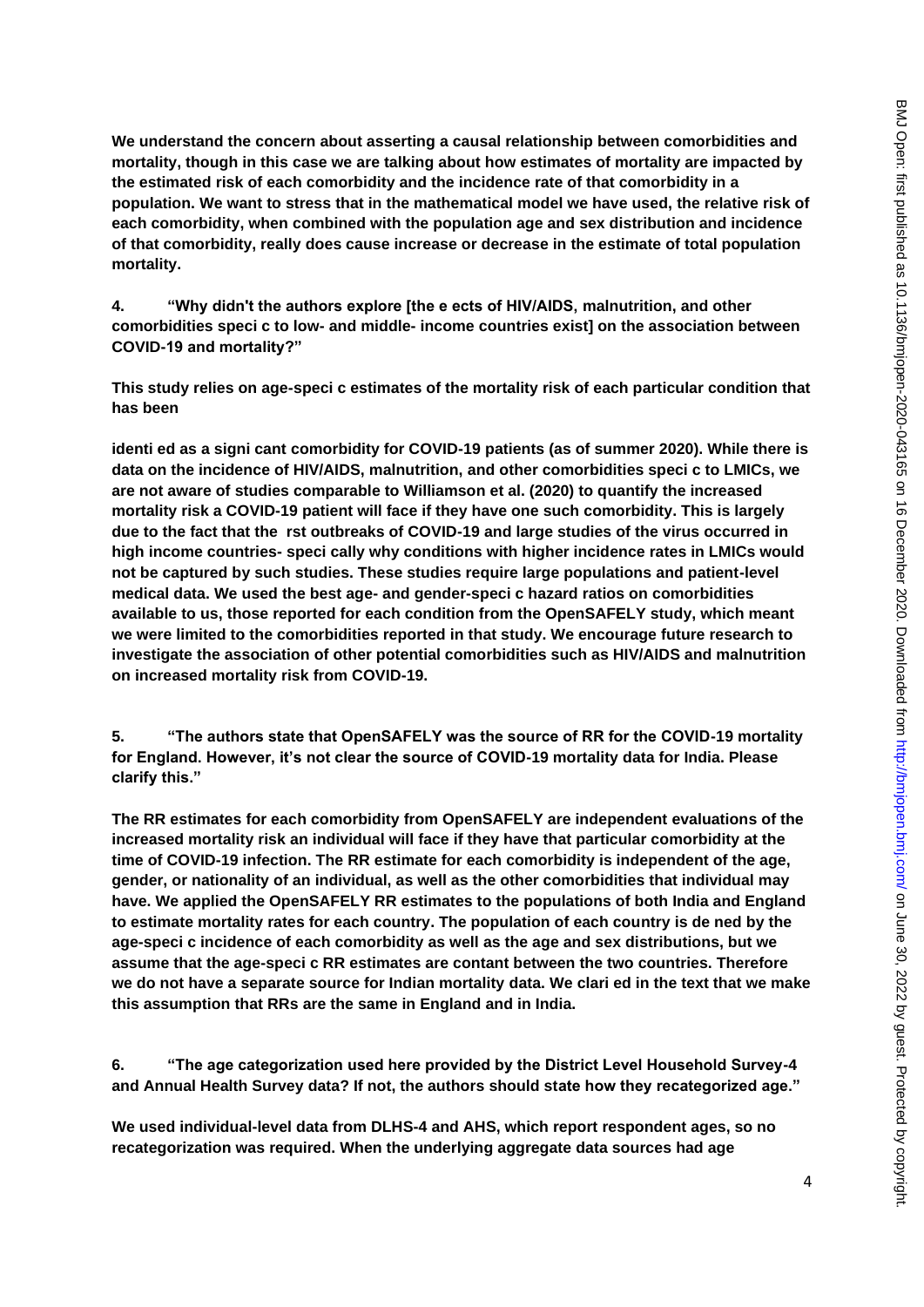**We understand the concern about asserting a causal relationship between comorbidities and mortality, though in this case we are talking about how estimates of mortality are impacted by the estimated risk of each comorbidity and the incidence rate of that comorbidity in a population. We want to stress that in the mathematical model we have used, the relative risk of each comorbidity, when combined with the population age and sex distribution and incidence of that comorbidity, really does cause increase or decrease in the estimate of total population mortality.**

**4. "Why didn't the authors explore [the e ects of HIV/AIDS, malnutrition, and other comorbidities speci c to low- and middle- income countries exist] on the association between COVID-19 and mortality?"**

**This study relies on age-speci c estimates of the mortality risk of each particular condition that has been**

**identi ed as a signi cant comorbidity for COVID-19 patients (as of summer 2020). While there is data on the incidence of HIV/AIDS, malnutrition, and other comorbidities speci c to LMICs, we are not aware of studies comparable to Williamson et al. (2020) to quantify the increased mortality risk a COVID-19 patient will face if they have one such comorbidity. This is largely due to the fact that the rst outbreaks of COVID-19 and large studies of the virus occurred in high income countries- speci cally why conditions with higher incidence rates in LMICs would not be captured by such studies. These studies require large populations and patient-level medical data. We used the best age- and gender-speci c hazard ratios on comorbidities available to us, those reported for each condition from the OpenSAFELY study, which meant we were limited to the comorbidities reported in that study. We encourage future research to investigate the association of other potential comorbidities such as HIV/AIDS and malnutrition on increased mortality risk from COVID-19.**

**5. "The authors state that OpenSAFELY was the source of RR for the COVID-19 mortality for England. However, it's not clear the source of COVID-19 mortality data for India. Please clarify this."**

**The RR estimates for each comorbidity from OpenSAFELY are independent evaluations of the increased mortality risk an individual will face if they have that particular comorbidity at the time of COVID-19 infection. The RR estimate for each comorbidity is independent of the age, gender, or nationality of an individual, as well as the other comorbidities that individual may have. We applied the OpenSAFELY RR estimates to the populations of both India and England to estimate mortality rates for each country. The population of each country is de ned by the age-speci c incidence of each comorbidity as well as the age and sex distributions, but we assume that the age-speci c RR estimates are contant between the two countries. Therefore we do not have a separate source for Indian mortality data. We clari ed in the text that we make this assumption that RRs are the same in England and in India.**

**6. "The age categorization used here provided by the District Level Household Survey-4 and Annual Health Survey data? If not, the authors should state how they recategorized age."**

**We used individual-level data from DLHS-4 and AHS, which report respondent ages, so no recategorization was required. When the underlying aggregate data sources had age**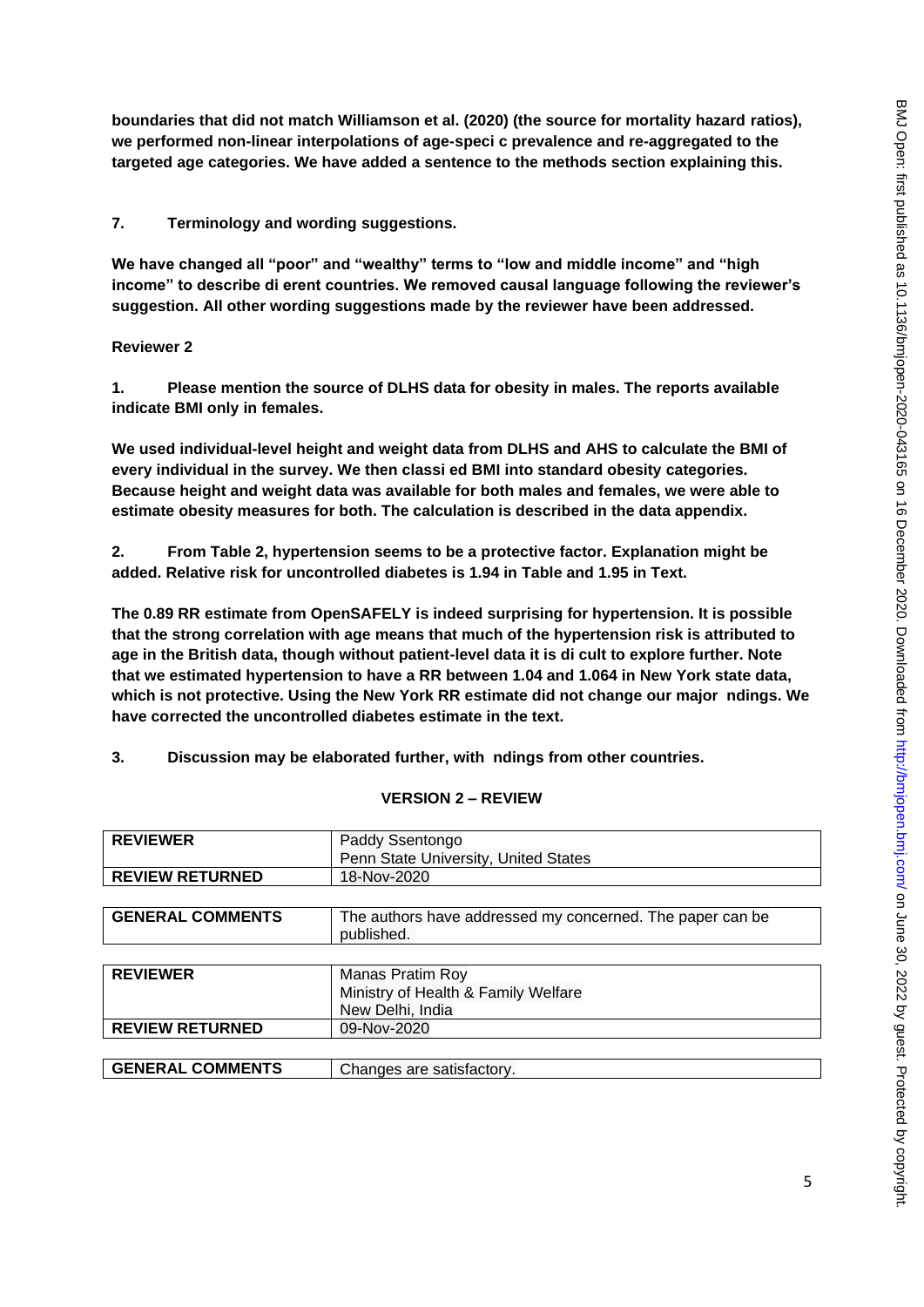**boundaries that did not match Williamson et al. (2020) (the source for mortality hazard ratios), we performed non-linear interpolations of age-speci c prevalence and re-aggregated to the targeted age categories. We have added a sentence to the methods section explaining this.**

**7. Terminology and wording suggestions.**

**We have changed all "poor" and "wealthy" terms to "low and middle income" and "high income" to describe di erent countries. We removed causal language following the reviewer's suggestion. All other wording suggestions made by the reviewer have been addressed.**

**Reviewer 2**

**1. Please mention the source of DLHS data for obesity in males. The reports available indicate BMI only in females.**

**We used individual-level height and weight data from DLHS and AHS to calculate the BMI of every individual in the survey. We then classi ed BMI into standard obesity categories. Because height and weight data was available for both males and females, we were able to estimate obesity measures for both. The calculation is described in the data appendix.**

**2. From Table 2, hypertension seems to be a protective factor. Explanation might be added. Relative risk for uncontrolled diabetes is 1.94 in Table and 1.95 in Text.**

**The 0.89 RR estimate from OpenSAFELY is indeed surprising for hypertension. It is possible that the strong correlation with age means that much of the hypertension risk is attributed to age in the British data, though without patient-level data it is di cult to explore further. Note that we estimated hypertension to have a RR between 1.04 and 1.064 in New York state data, which is not protective. Using the New York RR estimate did not change our major ndings. We have corrected the uncontrolled diabetes estimate in the text.**

**3. Discussion may be elaborated further, with ndings from other countries.**

## VERSION 2 – REVIEW

| | |
|---|---|
| **REVIEWER** | Paddy Ssentongo<br>Penn State University, United States |
| **REVIEW RETURNED** | 18-Nov-2020 |

| | |
|---|---|
| **GENERAL COMMENTS** | The authors have addressed my concerned. The paper can be published. |

| | |
|---|---|
| **REVIEWER** | Manas Pratim Roy<br>Ministry of Health & Family Welfare<br>New Delhi, India |
| **REVIEW RETURNED** | 09-Nov-2020 |

| | |
|---|---|
| **GENERAL COMMENTS** | Changes are satisfactory. |